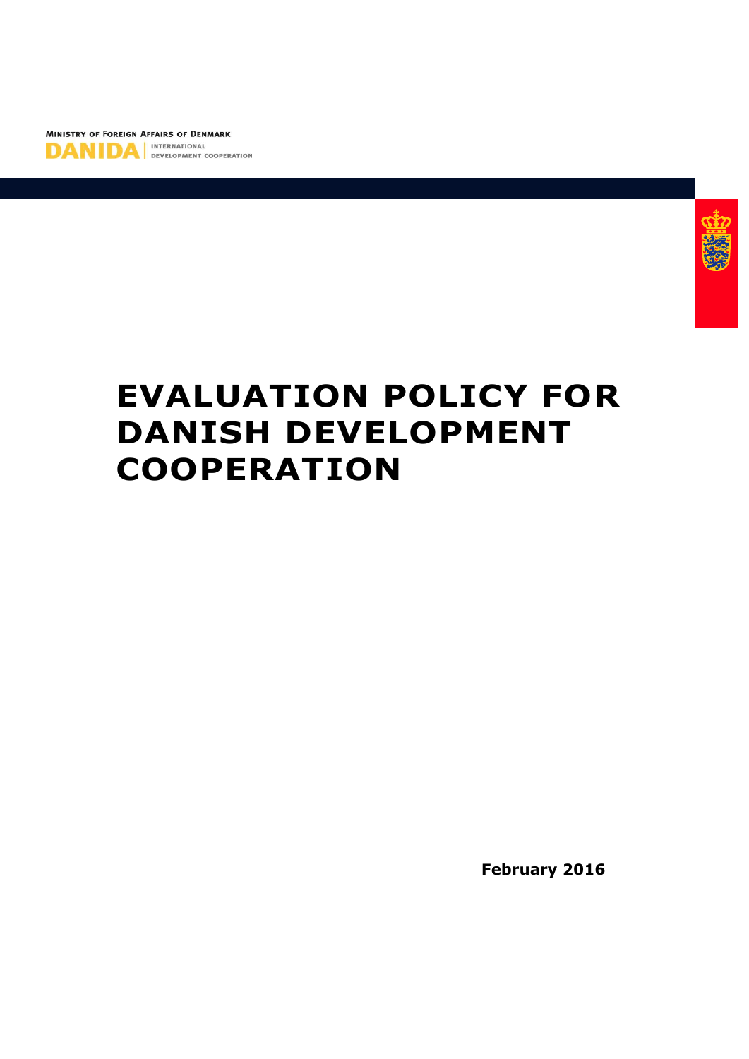Ministry of Foreign Affairs of Denmark

DANIDA | INTERNATIONAL DEVELOPMENT COOPERATION

# EVALUATION POLICY FOR DANISH DEVELOPMENT COOPERATION

**February 2016**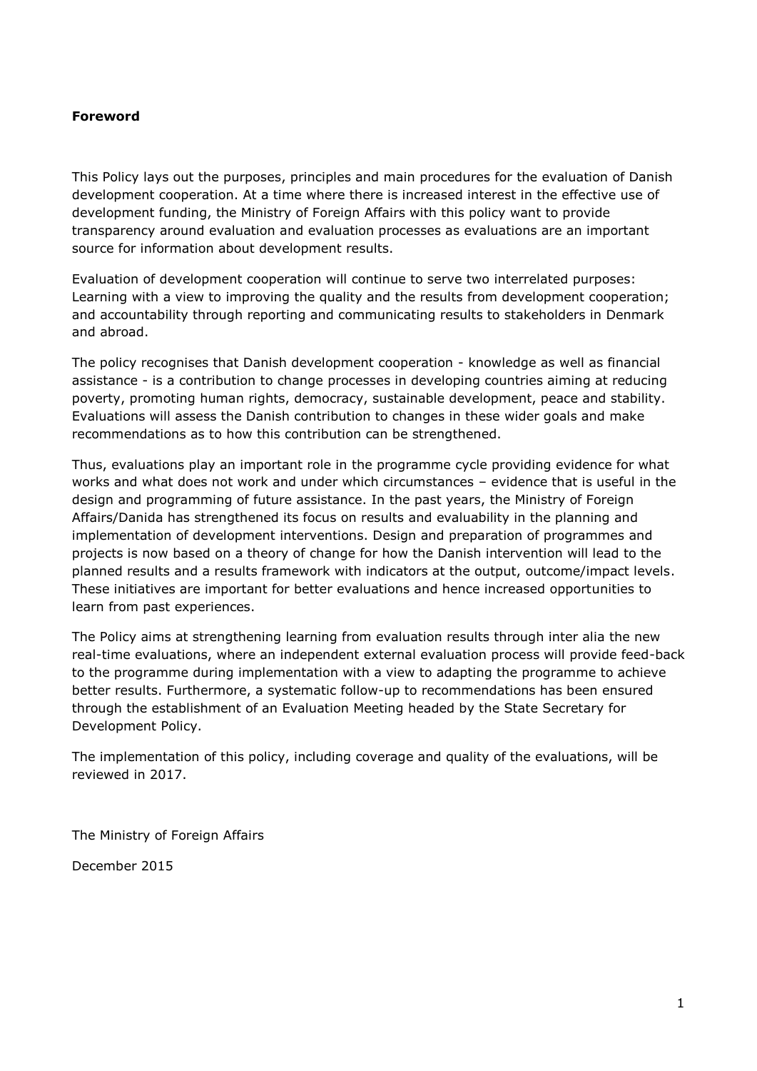**Foreword**

This Policy lays out the purposes, principles and main procedures for the evaluation of Danish development cooperation. At a time where there is increased interest in the effective use of development funding, the Ministry of Foreign Affairs with this policy want to provide transparency around evaluation and evaluation processes as evaluations are an important source for information about development results.

Evaluation of development cooperation will continue to serve two interrelated purposes: Learning with a view to improving the quality and the results from development cooperation; and accountability through reporting and communicating results to stakeholders in Denmark and abroad.

The policy recognises that Danish development cooperation - knowledge as well as financial assistance - is a contribution to change processes in developing countries aiming at reducing poverty, promoting human rights, democracy, sustainable development, peace and stability. Evaluations will assess the Danish contribution to changes in these wider goals and make recommendations as to how this contribution can be strengthened.

Thus, evaluations play an important role in the programme cycle providing evidence for what works and what does not work and under which circumstances – evidence that is useful in the design and programming of future assistance. In the past years, the Ministry of Foreign Affairs/Danida has strengthened its focus on results and evaluability in the planning and implementation of development interventions. Design and preparation of programmes and projects is now based on a theory of change for how the Danish intervention will lead to the planned results and a results framework with indicators at the output, outcome/impact levels. These initiatives are important for better evaluations and hence increased opportunities to learn from past experiences.

The Policy aims at strengthening learning from evaluation results through inter alia the new real-time evaluations, where an independent external evaluation process will provide feed-back to the programme during implementation with a view to adapting the programme to achieve better results. Furthermore, a systematic follow-up to recommendations has been ensured through the establishment of an Evaluation Meeting headed by the State Secretary for Development Policy.

The implementation of this policy, including coverage and quality of the evaluations, will be reviewed in 2017.

The Ministry of Foreign Affairs

December 2015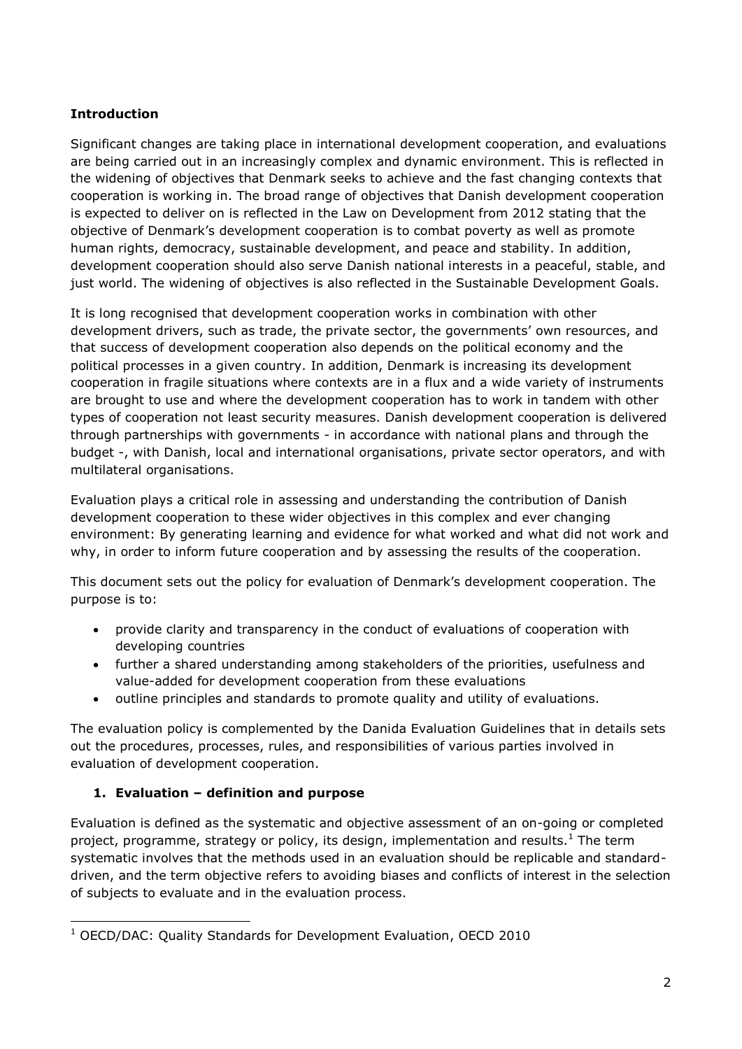## Introduction

Significant changes are taking place in international development cooperation, and evaluations are being carried out in an increasingly complex and dynamic environment. This is reflected in the widening of objectives that Denmark seeks to achieve and the fast changing contexts that cooperation is working in. The broad range of objectives that Danish development cooperation is expected to deliver on is reflected in the Law on Development from 2012 stating that the objective of Denmark's development cooperation is to combat poverty as well as promote human rights, democracy, sustainable development, and peace and stability. In addition, development cooperation should also serve Danish national interests in a peaceful, stable, and just world. The widening of objectives is also reflected in the Sustainable Development Goals.

It is long recognised that development cooperation works in combination with other development drivers, such as trade, the private sector, the governments' own resources, and that success of development cooperation also depends on the political economy and the political processes in a given country. In addition, Denmark is increasing its development cooperation in fragile situations where contexts are in a flux and a wide variety of instruments are brought to use and where the development cooperation has to work in tandem with other types of cooperation not least security measures. Danish development cooperation is delivered through partnerships with governments - in accordance with national plans and through the budget -, with Danish, local and international organisations, private sector operators, and with multilateral organisations.

Evaluation plays a critical role in assessing and understanding the contribution of Danish development cooperation to these wider objectives in this complex and ever changing environment: By generating learning and evidence for what worked and what did not work and why, in order to inform future cooperation and by assessing the results of the cooperation.

This document sets out the policy for evaluation of Denmark's development cooperation. The purpose is to:

- provide clarity and transparency in the conduct of evaluations of cooperation with developing countries
- further a shared understanding among stakeholders of the priorities, usefulness and value-added for development cooperation from these evaluations
- outline principles and standards to promote quality and utility of evaluations.

The evaluation policy is complemented by the Danida Evaluation Guidelines that in details sets out the procedures, processes, rules, and responsibilities of various parties involved in evaluation of development cooperation.

## 1. Evaluation – definition and purpose

Evaluation is defined as the systematic and objective assessment of an on-going or completed project, programme, strategy or policy, its design, implementation and results.[1] The term systematic involves that the methods used in an evaluation should be replicable and standard-driven, and the term objective refers to avoiding biases and conflicts of interest in the selection of subjects to evaluate and in the evaluation process.

[1] OECD/DAC: Quality Standards for Development Evaluation, OECD 2010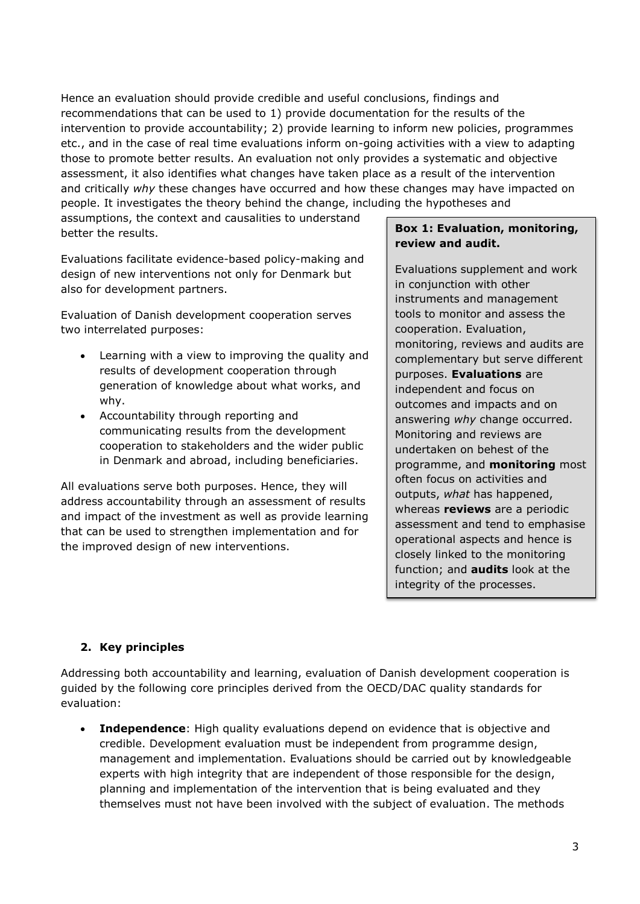Hence an evaluation should provide credible and useful conclusions, findings and recommendations that can be used to 1) provide documentation for the results of the intervention to provide accountability; 2) provide learning to inform new policies, programmes etc., and in the case of real time evaluations inform on-going activities with a view to adapting those to promote better results. An evaluation not only provides a systematic and objective assessment, it also identifies what changes have taken place as a result of the intervention and critically *why* these changes have occurred and how these changes may have impacted on people. It investigates the theory behind the change, including the hypotheses and assumptions, the context and causalities to understand better the results.

Evaluations facilitate evidence-based policy-making and design of new interventions not only for Denmark but also for development partners.

Evaluation of Danish development cooperation serves two interrelated purposes:

- Learning with a view to improving the quality and results of development cooperation through generation of knowledge about what works, and why.
- Accountability through reporting and communicating results from the development cooperation to stakeholders and the wider public in Denmark and abroad, including beneficiaries.

All evaluations serve both purposes. Hence, they will address accountability through an assessment of results and impact of the investment as well as provide learning that can be used to strengthen implementation and for the improved design of new interventions.

> **Box 1: Evaluation, monitoring, review and audit.**
>
> Evaluations supplement and work in conjunction with other instruments and management tools to monitor and assess the cooperation. Evaluation, monitoring, reviews and audits are complementary but serve different purposes. **Evaluations** are independent and focus on outcomes and impacts and on answering *why* change occurred. Monitoring and reviews are undertaken on behest of the programme, and **monitoring** most often focus on activities and outputs, *what* has happened, whereas **reviews** are a periodic assessment and tend to emphasise operational aspects and hence is closely linked to the monitoring function; and **audits** look at the integrity of the processes.

## 2. Key principles

Addressing both accountability and learning, evaluation of Danish development cooperation is guided by the following core principles derived from the OECD/DAC quality standards for evaluation:

- **Independence**: High quality evaluations depend on evidence that is objective and credible. Development evaluation must be independent from programme design, management and implementation. Evaluations should be carried out by knowledgeable experts with high integrity that are independent of those responsible for the design, planning and implementation of the intervention that is being evaluated and they themselves must not have been involved with the subject of evaluation. The methods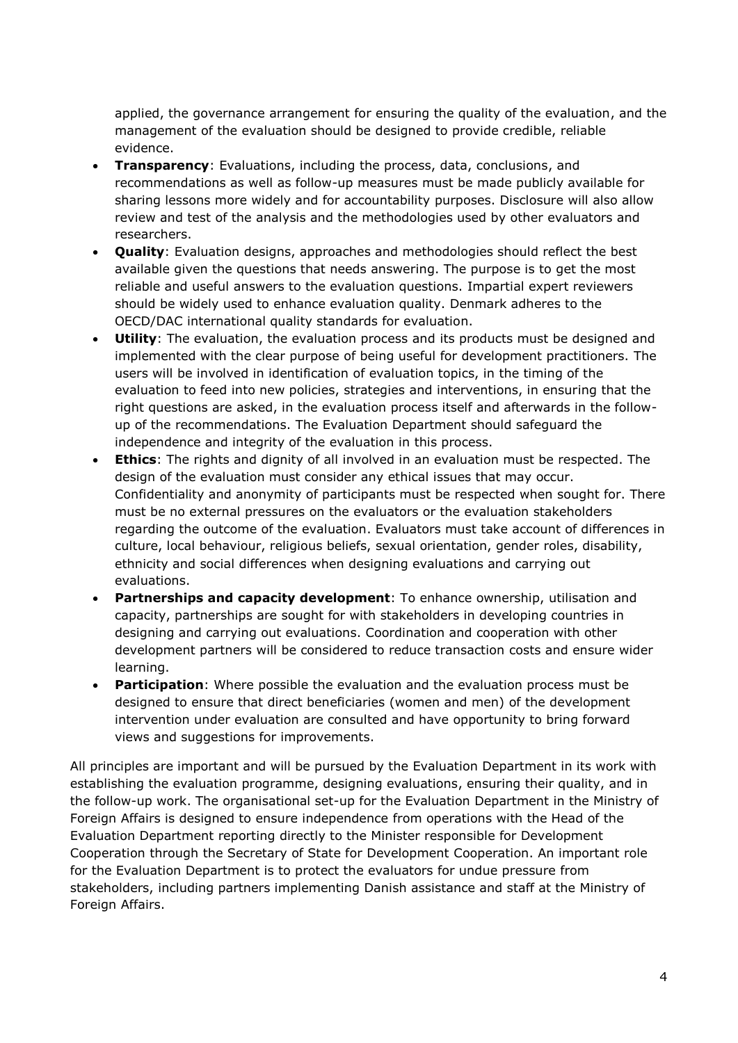applied, the governance arrangement for ensuring the quality of the evaluation, and the management of the evaluation should be designed to provide credible, reliable evidence.

- **Transparency**: Evaluations, including the process, data, conclusions, and recommendations as well as follow-up measures must be made publicly available for sharing lessons more widely and for accountability purposes. Disclosure will also allow review and test of the analysis and the methodologies used by other evaluators and researchers.
- **Quality**: Evaluation designs, approaches and methodologies should reflect the best available given the questions that needs answering. The purpose is to get the most reliable and useful answers to the evaluation questions. Impartial expert reviewers should be widely used to enhance evaluation quality. Denmark adheres to the OECD/DAC international quality standards for evaluation.
- **Utility**: The evaluation, the evaluation process and its products must be designed and implemented with the clear purpose of being useful for development practitioners. The users will be involved in identification of evaluation topics, in the timing of the evaluation to feed into new policies, strategies and interventions, in ensuring that the right questions are asked, in the evaluation process itself and afterwards in the follow-up of the recommendations. The Evaluation Department should safeguard the independence and integrity of the evaluation in this process.
- **Ethics**: The rights and dignity of all involved in an evaluation must be respected. The design of the evaluation must consider any ethical issues that may occur. Confidentiality and anonymity of participants must be respected when sought for. There must be no external pressures on the evaluators or the evaluation stakeholders regarding the outcome of the evaluation. Evaluators must take account of differences in culture, local behaviour, religious beliefs, sexual orientation, gender roles, disability, ethnicity and social differences when designing evaluations and carrying out evaluations.
- **Partnerships and capacity development**: To enhance ownership, utilisation and capacity, partnerships are sought for with stakeholders in developing countries in designing and carrying out evaluations. Coordination and cooperation with other development partners will be considered to reduce transaction costs and ensure wider learning.
- **Participation**: Where possible the evaluation and the evaluation process must be designed to ensure that direct beneficiaries (women and men) of the development intervention under evaluation are consulted and have opportunity to bring forward views and suggestions for improvements.

All principles are important and will be pursued by the Evaluation Department in its work with establishing the evaluation programme, designing evaluations, ensuring their quality, and in the follow-up work. The organisational set-up for the Evaluation Department in the Ministry of Foreign Affairs is designed to ensure independence from operations with the Head of the Evaluation Department reporting directly to the Minister responsible for Development Cooperation through the Secretary of State for Development Cooperation. An important role for the Evaluation Department is to protect the evaluators for undue pressure from stakeholders, including partners implementing Danish assistance and staff at the Ministry of Foreign Affairs.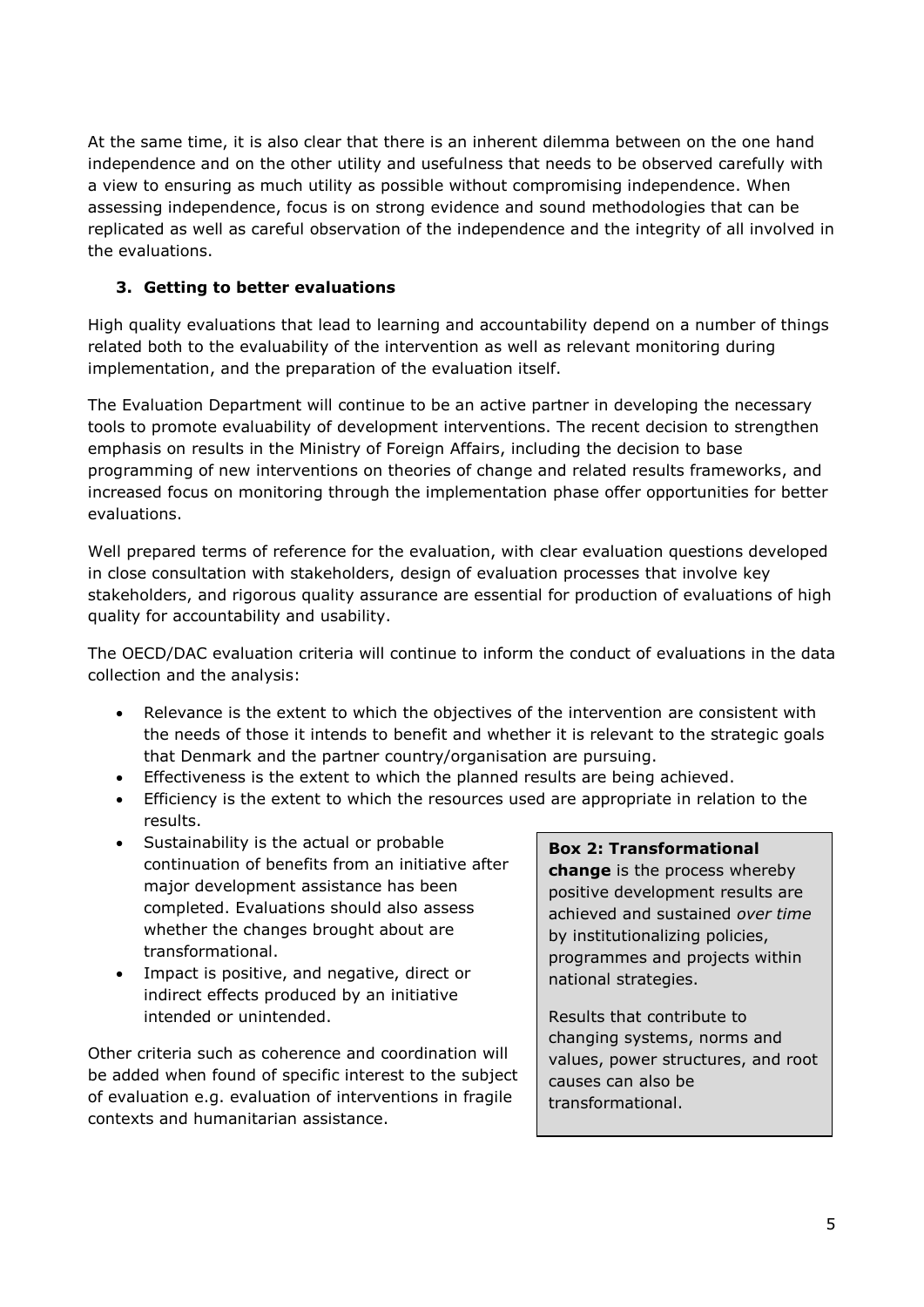At the same time, it is also clear that there is an inherent dilemma between on the one hand independence and on the other utility and usefulness that needs to be observed carefully with a view to ensuring as much utility as possible without compromising independence. When assessing independence, focus is on strong evidence and sound methodologies that can be replicated as well as careful observation of the independence and the integrity of all involved in the evaluations.

### 3. Getting to better evaluations

High quality evaluations that lead to learning and accountability depend on a number of things related both to the evaluability of the intervention as well as relevant monitoring during implementation, and the preparation of the evaluation itself.

The Evaluation Department will continue to be an active partner in developing the necessary tools to promote evaluability of development interventions. The recent decision to strengthen emphasis on results in the Ministry of Foreign Affairs, including the decision to base programming of new interventions on theories of change and related results frameworks, and increased focus on monitoring through the implementation phase offer opportunities for better evaluations.

Well prepared terms of reference for the evaluation, with clear evaluation questions developed in close consultation with stakeholders, design of evaluation processes that involve key stakeholders, and rigorous quality assurance are essential for production of evaluations of high quality for accountability and usability.

The OECD/DAC evaluation criteria will continue to inform the conduct of evaluations in the data collection and the analysis:

- Relevance is the extent to which the objectives of the intervention are consistent with the needs of those it intends to benefit and whether it is relevant to the strategic goals that Denmark and the partner country/organisation are pursuing.
- Effectiveness is the extent to which the planned results are being achieved.
- Efficiency is the extent to which the resources used are appropriate in relation to the results.
- Sustainability is the actual or probable continuation of benefits from an initiative after major development assistance has been completed. Evaluations should also assess whether the changes brought about are transformational.
- Impact is positive, and negative, direct or indirect effects produced by an initiative intended or unintended.

Other criteria such as coherence and coordination will be added when found of specific interest to the subject of evaluation e.g. evaluation of interventions in fragile contexts and humanitarian assistance.

> **Box 2: Transformational change** is the process whereby positive development results are achieved and sustained *over time* by institutionalizing policies, programmes and projects within national strategies.
>
> Results that contribute to changing systems, norms and values, power structures, and root causes can also be transformational.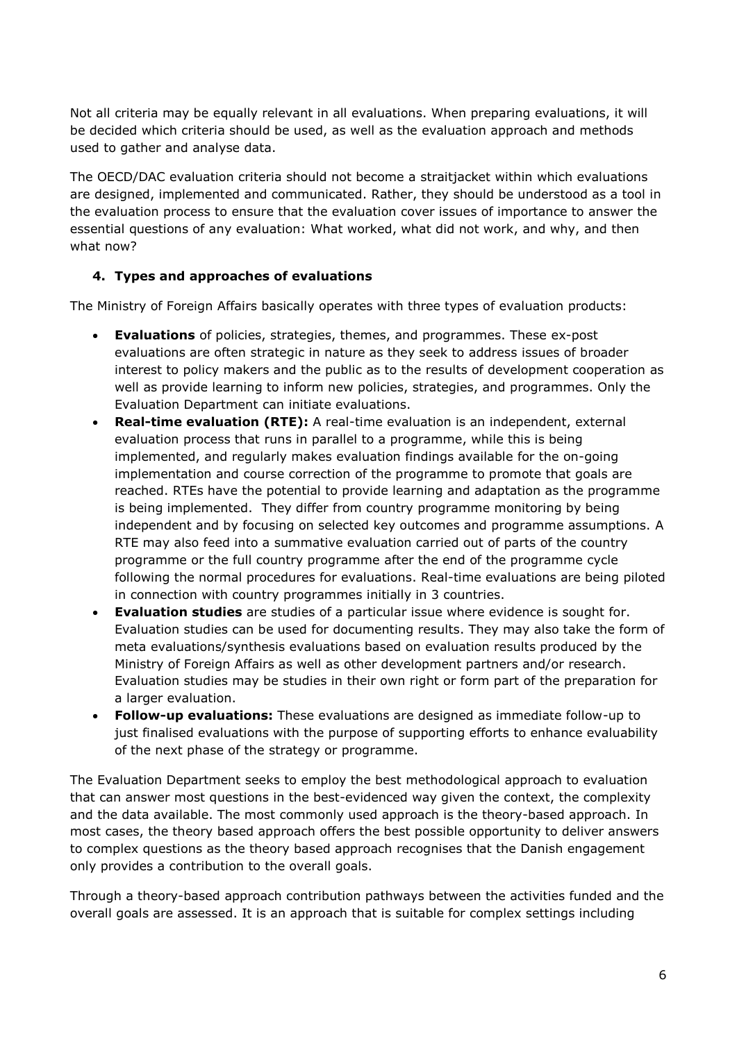Not all criteria may be equally relevant in all evaluations. When preparing evaluations, it will be decided which criteria should be used, as well as the evaluation approach and methods used to gather and analyse data.

The OECD/DAC evaluation criteria should not become a straitjacket within which evaluations are designed, implemented and communicated. Rather, they should be understood as a tool in the evaluation process to ensure that the evaluation cover issues of importance to answer the essential questions of any evaluation: What worked, what did not work, and why, and then what now?

## 4. Types and approaches of evaluations

The Ministry of Foreign Affairs basically operates with three types of evaluation products:

- **Evaluations** of policies, strategies, themes, and programmes. These ex-post evaluations are often strategic in nature as they seek to address issues of broader interest to policy makers and the public as to the results of development cooperation as well as provide learning to inform new policies, strategies, and programmes. Only the Evaluation Department can initiate evaluations.
- **Real-time evaluation (RTE):** A real-time evaluation is an independent, external evaluation process that runs in parallel to a programme, while this is being implemented, and regularly makes evaluation findings available for the on-going implementation and course correction of the programme to promote that goals are reached. RTEs have the potential to provide learning and adaptation as the programme is being implemented. They differ from country programme monitoring by being independent and by focusing on selected key outcomes and programme assumptions. A RTE may also feed into a summative evaluation carried out of parts of the country programme or the full country programme after the end of the programme cycle following the normal procedures for evaluations. Real-time evaluations are being piloted in connection with country programmes initially in 3 countries.
- **Evaluation studies** are studies of a particular issue where evidence is sought for. Evaluation studies can be used for documenting results. They may also take the form of meta evaluations/synthesis evaluations based on evaluation results produced by the Ministry of Foreign Affairs as well as other development partners and/or research. Evaluation studies may be studies in their own right or form part of the preparation for a larger evaluation.
- **Follow-up evaluations:** These evaluations are designed as immediate follow-up to just finalised evaluations with the purpose of supporting efforts to enhance evaluability of the next phase of the strategy or programme.

The Evaluation Department seeks to employ the best methodological approach to evaluation that can answer most questions in the best-evidenced way given the context, the complexity and the data available. The most commonly used approach is the theory-based approach. In most cases, the theory based approach offers the best possible opportunity to deliver answers to complex questions as the theory based approach recognises that the Danish engagement only provides a contribution to the overall goals.

Through a theory-based approach contribution pathways between the activities funded and the overall goals are assessed. It is an approach that is suitable for complex settings including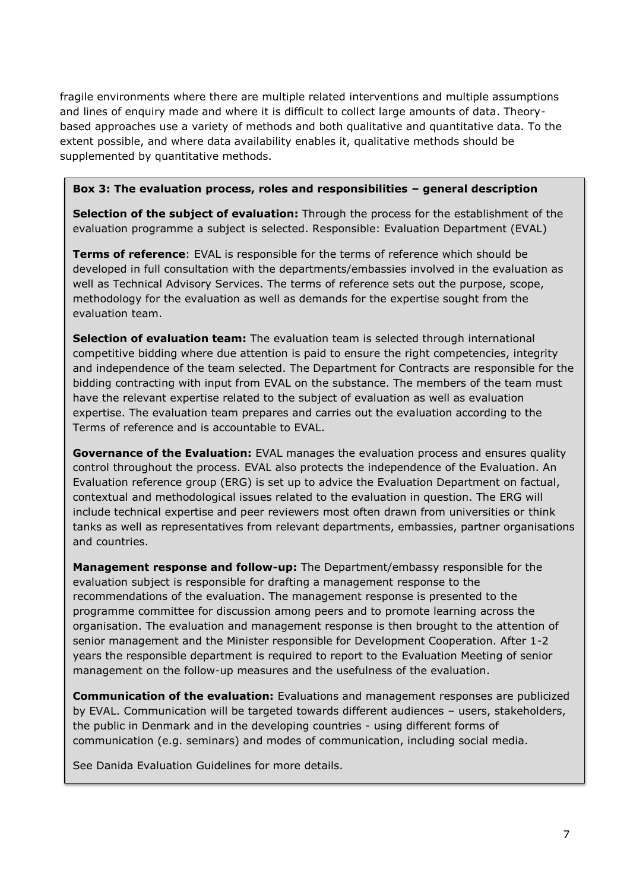fragile environments where there are multiple related interventions and multiple assumptions and lines of enquiry made and where it is difficult to collect large amounts of data. Theory-based approaches use a variety of methods and both qualitative and quantitative data. To the extent possible, and where data availability enables it, qualitative methods should be supplemented by quantitative methods.

**Box 3: The evaluation process, roles and responsibilities – general description**

**Selection of the subject of evaluation:** Through the process for the establishment of the evaluation programme a subject is selected. Responsible: Evaluation Department (EVAL)

**Terms of reference**: EVAL is responsible for the terms of reference which should be developed in full consultation with the departments/embassies involved in the evaluation as well as Technical Advisory Services. The terms of reference sets out the purpose, scope, methodology for the evaluation as well as demands for the expertise sought from the evaluation team.

**Selection of evaluation team:** The evaluation team is selected through international competitive bidding where due attention is paid to ensure the right competencies, integrity and independence of the team selected. The Department for Contracts are responsible for the bidding contracting with input from EVAL on the substance. The members of the team must have the relevant expertise related to the subject of evaluation as well as evaluation expertise. The evaluation team prepares and carries out the evaluation according to the Terms of reference and is accountable to EVAL.

**Governance of the Evaluation:** EVAL manages the evaluation process and ensures quality control throughout the process. EVAL also protects the independence of the Evaluation. An Evaluation reference group (ERG) is set up to advice the Evaluation Department on factual, contextual and methodological issues related to the evaluation in question. The ERG will include technical expertise and peer reviewers most often drawn from universities or think tanks as well as representatives from relevant departments, embassies, partner organisations and countries.

**Management response and follow-up:** The Department/embassy responsible for the evaluation subject is responsible for drafting a management response to the recommendations of the evaluation. The management response is presented to the programme committee for discussion among peers and to promote learning across the organisation. The evaluation and management response is then brought to the attention of senior management and the Minister responsible for Development Cooperation. After 1-2 years the responsible department is required to report to the Evaluation Meeting of senior management on the follow-up measures and the usefulness of the evaluation.

**Communication of the evaluation:** Evaluations and management responses are publicized by EVAL. Communication will be targeted towards different audiences – users, stakeholders, the public in Denmark and in the developing countries - using different forms of communication (e.g. seminars) and modes of communication, including social media.

See Danida Evaluation Guidelines for more details.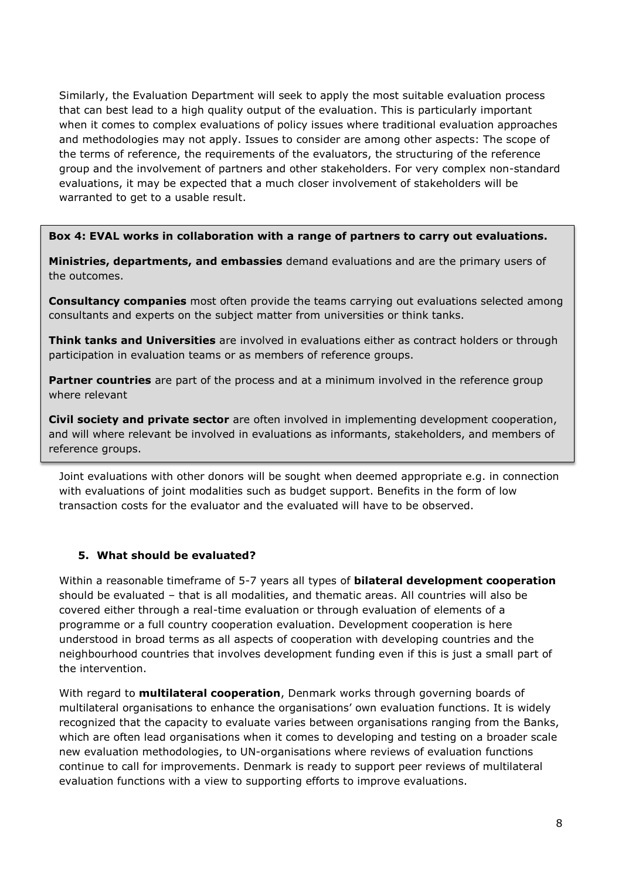Similarly, the Evaluation Department will seek to apply the most suitable evaluation process that can best lead to a high quality output of the evaluation. This is particularly important when it comes to complex evaluations of policy issues where traditional evaluation approaches and methodologies may not apply. Issues to consider are among other aspects: The scope of the terms of reference, the requirements of the evaluators, the structuring of the reference group and the involvement of partners and other stakeholders. For very complex non-standard evaluations, it may be expected that a much closer involvement of stakeholders will be warranted to get to a usable result.

**Box 4: EVAL works in collaboration with a range of partners to carry out evaluations.**

**Ministries, departments, and embassies** demand evaluations and are the primary users of the outcomes.

**Consultancy companies** most often provide the teams carrying out evaluations selected among consultants and experts on the subject matter from universities or think tanks.

**Think tanks and Universities** are involved in evaluations either as contract holders or through participation in evaluation teams or as members of reference groups.

**Partner countries** are part of the process and at a minimum involved in the reference group where relevant

**Civil society and private sector** are often involved in implementing development cooperation, and will where relevant be involved in evaluations as informants, stakeholders, and members of reference groups.

Joint evaluations with other donors will be sought when deemed appropriate e.g. in connection with evaluations of joint modalities such as budget support. Benefits in the form of low transaction costs for the evaluator and the evaluated will have to be observed.

## 5. What should be evaluated?

Within a reasonable timeframe of 5-7 years all types of **bilateral development cooperation** should be evaluated – that is all modalities, and thematic areas. All countries will also be covered either through a real-time evaluation or through evaluation of elements of a programme or a full country cooperation evaluation. Development cooperation is here understood in broad terms as all aspects of cooperation with developing countries and the neighbourhood countries that involves development funding even if this is just a small part of the intervention.

With regard to **multilateral cooperation**, Denmark works through governing boards of multilateral organisations to enhance the organisations' own evaluation functions. It is widely recognized that the capacity to evaluate varies between organisations ranging from the Banks, which are often lead organisations when it comes to developing and testing on a broader scale new evaluation methodologies, to UN-organisations where reviews of evaluation functions continue to call for improvements. Denmark is ready to support peer reviews of multilateral evaluation functions with a view to supporting efforts to improve evaluations.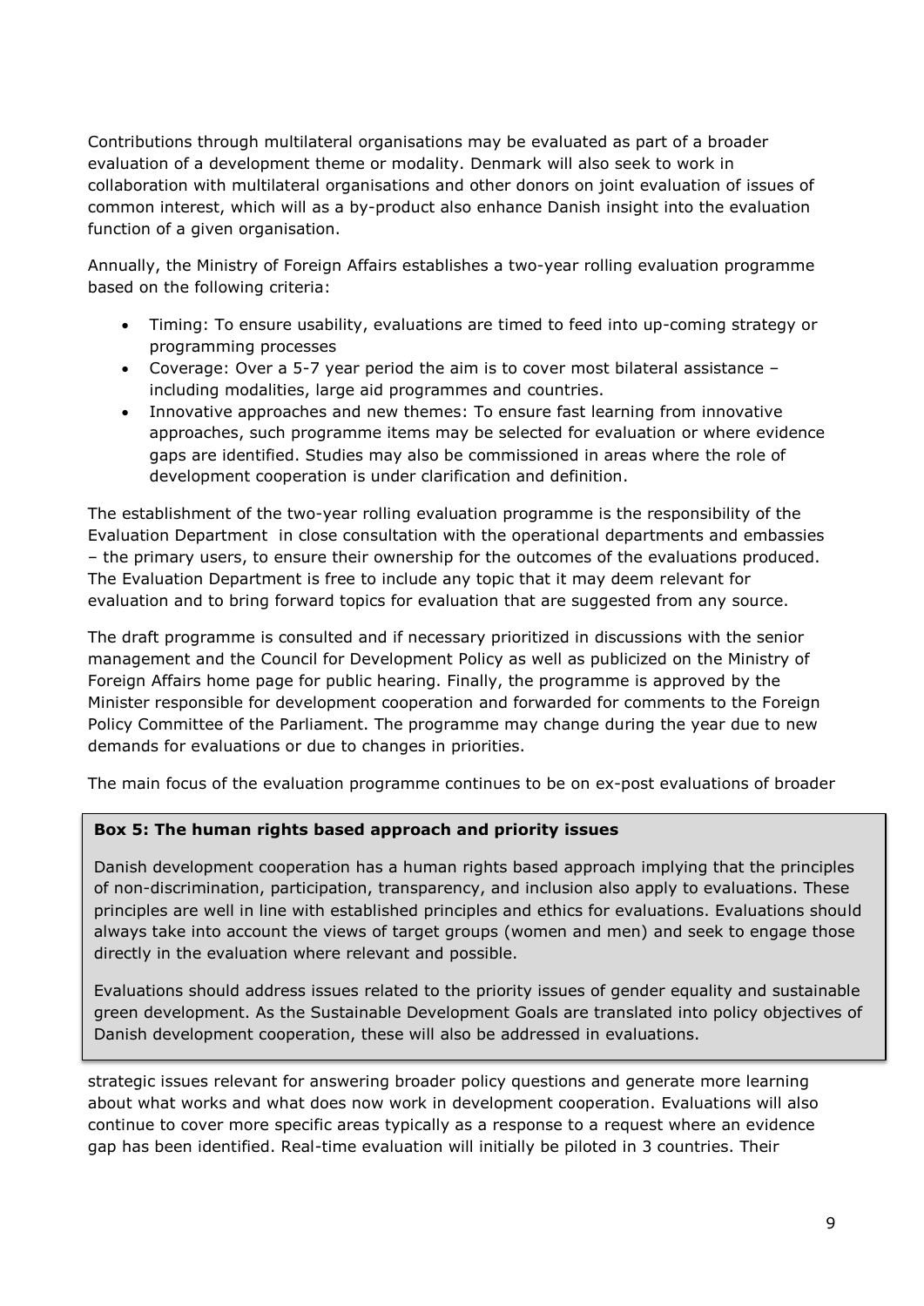Contributions through multilateral organisations may be evaluated as part of a broader evaluation of a development theme or modality. Denmark will also seek to work in collaboration with multilateral organisations and other donors on joint evaluation of issues of common interest, which will as a by-product also enhance Danish insight into the evaluation function of a given organisation.

Annually, the Ministry of Foreign Affairs establishes a two-year rolling evaluation programme based on the following criteria:

- Timing: To ensure usability, evaluations are timed to feed into up-coming strategy or programming processes
- Coverage: Over a 5-7 year period the aim is to cover most bilateral assistance – including modalities, large aid programmes and countries.
- Innovative approaches and new themes: To ensure fast learning from innovative approaches, such programme items may be selected for evaluation or where evidence gaps are identified. Studies may also be commissioned in areas where the role of development cooperation is under clarification and definition.

The establishment of the two-year rolling evaluation programme is the responsibility of the Evaluation Department in close consultation with the operational departments and embassies – the primary users, to ensure their ownership for the outcomes of the evaluations produced. The Evaluation Department is free to include any topic that it may deem relevant for evaluation and to bring forward topics for evaluation that are suggested from any source.

The draft programme is consulted and if necessary prioritized in discussions with the senior management and the Council for Development Policy as well as publicized on the Ministry of Foreign Affairs home page for public hearing. Finally, the programme is approved by the Minister responsible for development cooperation and forwarded for comments to the Foreign Policy Committee of the Parliament. The programme may change during the year due to new demands for evaluations or due to changes in priorities.

The main focus of the evaluation programme continues to be on ex-post evaluations of broader strategic issues relevant for answering broader policy questions and generate more learning about what works and what does now work in development cooperation. Evaluations will also continue to cover more specific areas typically as a response to a request where an evidence gap has been identified. Real-time evaluation will initially be piloted in 3 countries. Their

> **Box 5: The human rights based approach and priority issues**
>
> Danish development cooperation has a human rights based approach implying that the principles of non-discrimination, participation, transparency, and inclusion also apply to evaluations. These principles are well in line with established principles and ethics for evaluations. Evaluations should always take into account the views of target groups (women and men) and seek to engage those directly in the evaluation where relevant and possible.
>
> Evaluations should address issues related to the priority issues of gender equality and sustainable green development. As the Sustainable Development Goals are translated into policy objectives of Danish development cooperation, these will also be addressed in evaluations.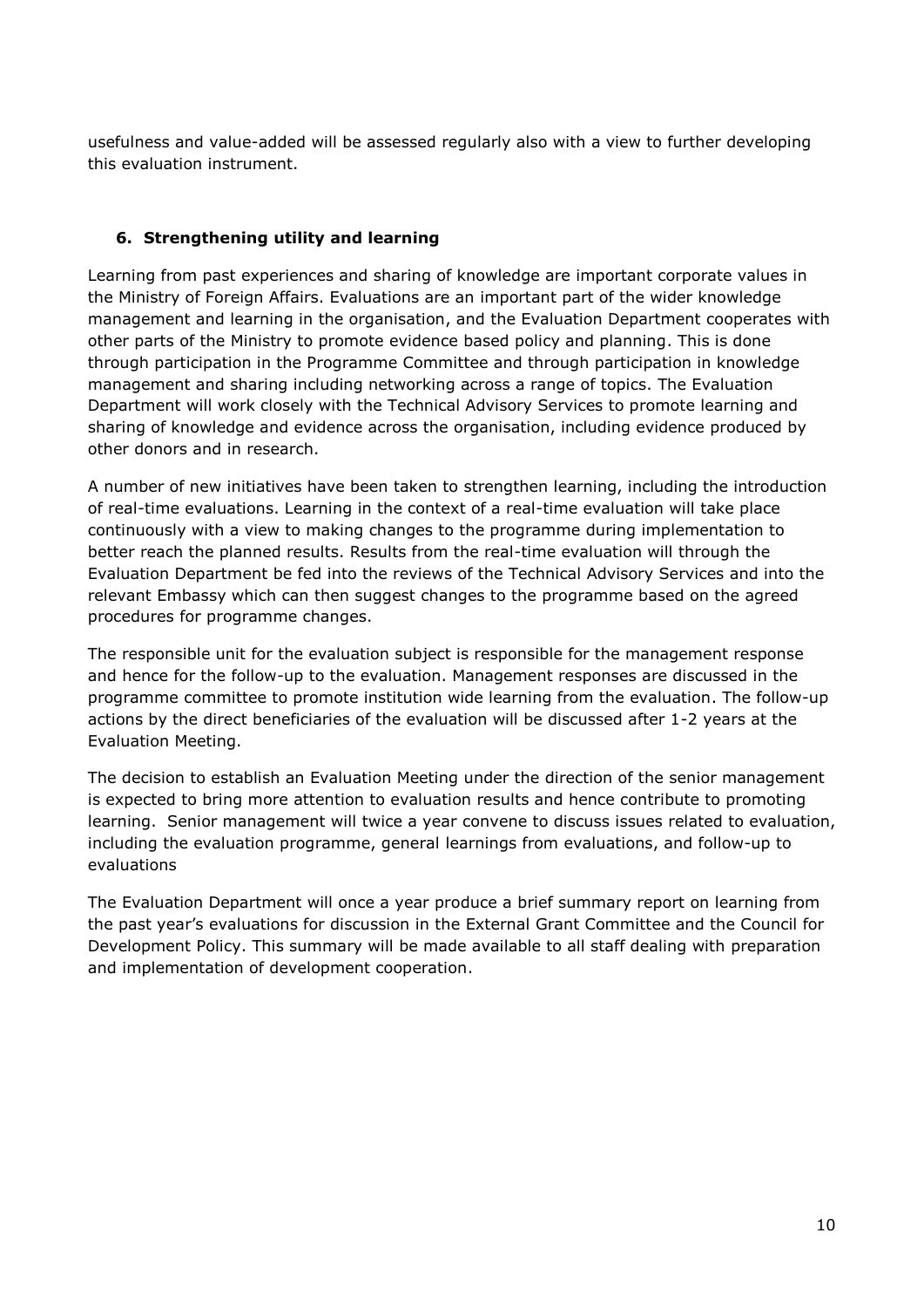usefulness and value-added will be assessed regularly also with a view to further developing this evaluation instrument.

## 6. Strengthening utility and learning

Learning from past experiences and sharing of knowledge are important corporate values in the Ministry of Foreign Affairs. Evaluations are an important part of the wider knowledge management and learning in the organisation, and the Evaluation Department cooperates with other parts of the Ministry to promote evidence based policy and planning. This is done through participation in the Programme Committee and through participation in knowledge management and sharing including networking across a range of topics. The Evaluation Department will work closely with the Technical Advisory Services to promote learning and sharing of knowledge and evidence across the organisation, including evidence produced by other donors and in research.

A number of new initiatives have been taken to strengthen learning, including the introduction of real-time evaluations. Learning in the context of a real-time evaluation will take place continuously with a view to making changes to the programme during implementation to better reach the planned results. Results from the real-time evaluation will through the Evaluation Department be fed into the reviews of the Technical Advisory Services and into the relevant Embassy which can then suggest changes to the programme based on the agreed procedures for programme changes.

The responsible unit for the evaluation subject is responsible for the management response and hence for the follow-up to the evaluation. Management responses are discussed in the programme committee to promote institution wide learning from the evaluation. The follow-up actions by the direct beneficiaries of the evaluation will be discussed after 1-2 years at the Evaluation Meeting.

The decision to establish an Evaluation Meeting under the direction of the senior management is expected to bring more attention to evaluation results and hence contribute to promoting learning. Senior management will twice a year convene to discuss issues related to evaluation, including the evaluation programme, general learnings from evaluations, and follow-up to evaluations

The Evaluation Department will once a year produce a brief summary report on learning from the past year's evaluations for discussion in the External Grant Committee and the Council for Development Policy. This summary will be made available to all staff dealing with preparation and implementation of development cooperation.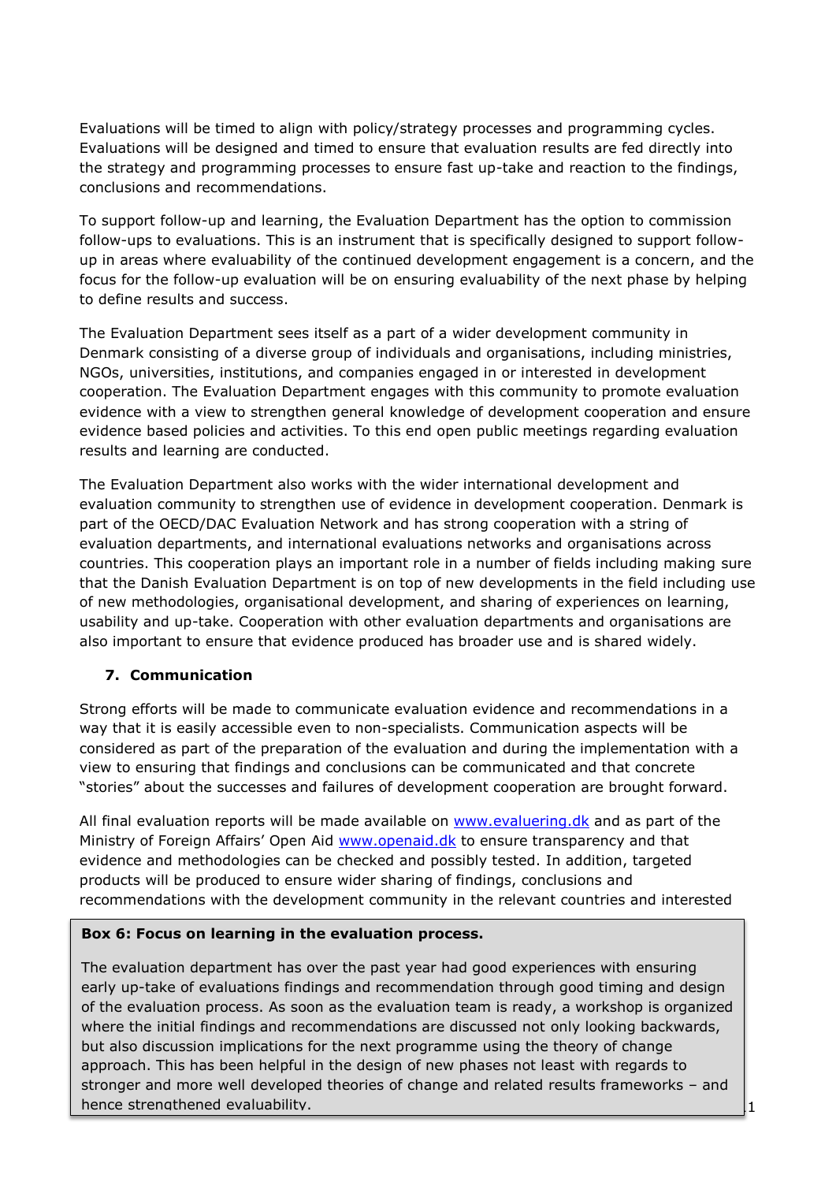Evaluations will be timed to align with policy/strategy processes and programming cycles. Evaluations will be designed and timed to ensure that evaluation results are fed directly into the strategy and programming processes to ensure fast up-take and reaction to the findings, conclusions and recommendations.

To support follow-up and learning, the Evaluation Department has the option to commission follow-ups to evaluations. This is an instrument that is specifically designed to support follow-up in areas where evaluability of the continued development engagement is a concern, and the focus for the follow-up evaluation will be on ensuring evaluability of the next phase by helping to define results and success.

The Evaluation Department sees itself as a part of a wider development community in Denmark consisting of a diverse group of individuals and organisations, including ministries, NGOs, universities, institutions, and companies engaged in or interested in development cooperation. The Evaluation Department engages with this community to promote evaluation evidence with a view to strengthen general knowledge of development cooperation and ensure evidence based policies and activities. To this end open public meetings regarding evaluation results and learning are conducted.

The Evaluation Department also works with the wider international development and evaluation community to strengthen use of evidence in development cooperation. Denmark is part of the OECD/DAC Evaluation Network and has strong cooperation with a string of evaluation departments, and international evaluations networks and organisations across countries. This cooperation plays an important role in a number of fields including making sure that the Danish Evaluation Department is on top of new developments in the field including use of new methodologies, organisational development, and sharing of experiences on learning, usability and up-take. Cooperation with other evaluation departments and organisations are also important to ensure that evidence produced has broader use and is shared widely.

## 7. Communication

Strong efforts will be made to communicate evaluation evidence and recommendations in a way that it is easily accessible even to non-specialists. Communication aspects will be considered as part of the preparation of the evaluation and during the implementation with a view to ensuring that findings and conclusions can be communicated and that concrete "stories" about the successes and failures of development cooperation are brought forward.

All final evaluation reports will be made available on www.evaluering.dk and as part of the Ministry of Foreign Affairs' Open Aid www.openaid.dk to ensure transparency and that evidence and methodologies can be checked and possibly tested. In addition, targeted products will be produced to ensure wider sharing of findings, conclusions and recommendations with the development community in the relevant countries and interested

> **Box 6: Focus on learning in the evaluation process.**
>
> The evaluation department has over the past year had good experiences with ensuring early up-take of evaluations findings and recommendation through good timing and design of the evaluation process. As soon as the evaluation team is ready, a workshop is organized where the initial findings and recommendations are discussed not only looking backwards, but also discussion implications for the next programme using the theory of change approach. This has been helpful in the design of new phases not least with regards to stronger and more well developed theories of change and related results frameworks – and hence strengthened evaluability.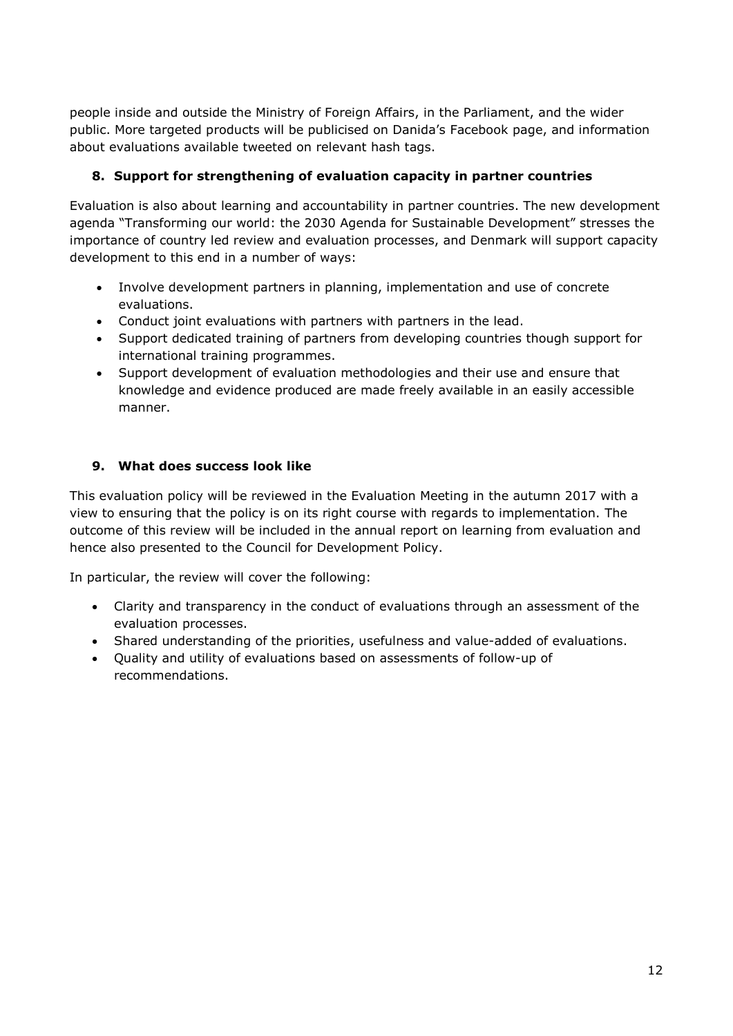people inside and outside the Ministry of Foreign Affairs, in the Parliament, and the wider public. More targeted products will be publicised on Danida's Facebook page, and information about evaluations available tweeted on relevant hash tags.

## 8. Support for strengthening of evaluation capacity in partner countries

Evaluation is also about learning and accountability in partner countries. The new development agenda "Transforming our world: the 2030 Agenda for Sustainable Development" stresses the importance of country led review and evaluation processes, and Denmark will support capacity development to this end in a number of ways:

- Involve development partners in planning, implementation and use of concrete evaluations.
- Conduct joint evaluations with partners with partners in the lead.
- Support dedicated training of partners from developing countries though support for international training programmes.
- Support development of evaluation methodologies and their use and ensure that knowledge and evidence produced are made freely available in an easily accessible manner.

## 9. What does success look like

This evaluation policy will be reviewed in the Evaluation Meeting in the autumn 2017 with a view to ensuring that the policy is on its right course with regards to implementation. The outcome of this review will be included in the annual report on learning from evaluation and hence also presented to the Council for Development Policy.

In particular, the review will cover the following:

- Clarity and transparency in the conduct of evaluations through an assessment of the evaluation processes.
- Shared understanding of the priorities, usefulness and value-added of evaluations.
- Quality and utility of evaluations based on assessments of follow-up of recommendations.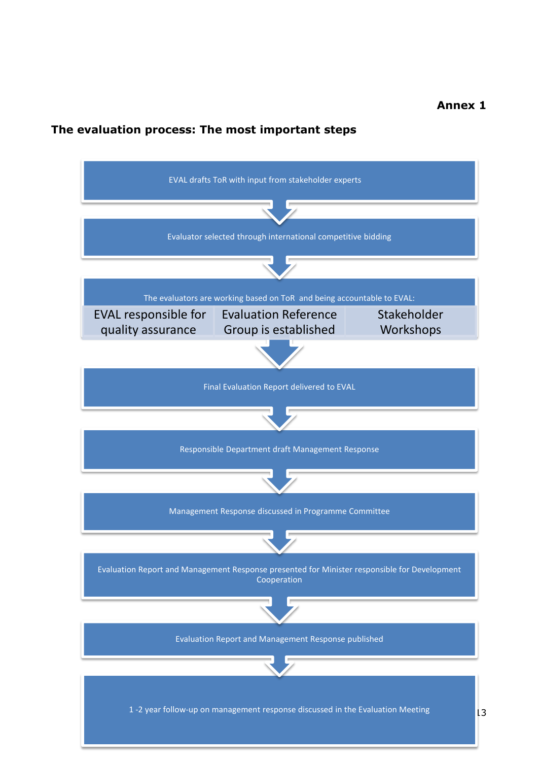**Annex 1**

## The evaluation process: The most important steps

1. EVAL drafts ToR with input from stakeholder experts
2. Evaluator selected through international competitive bidding
3. The evaluators are working based on ToR and being accountable to EVAL:
   - EVAL responsible for quality assurance
   - Evaluation Reference Group is established
   - Stakeholder Workshops
4. Final Evaluation Report delivered to EVAL
5. Responsible Department draft Management Response
6. Management Response discussed in Programme Committee
7. Evaluation Report and Management Response presented for Minister responsible for Development Cooperation
8. Evaluation Report and Management Response published
9. 1 -2 year follow-up on management response discussed in the Evaluation Meeting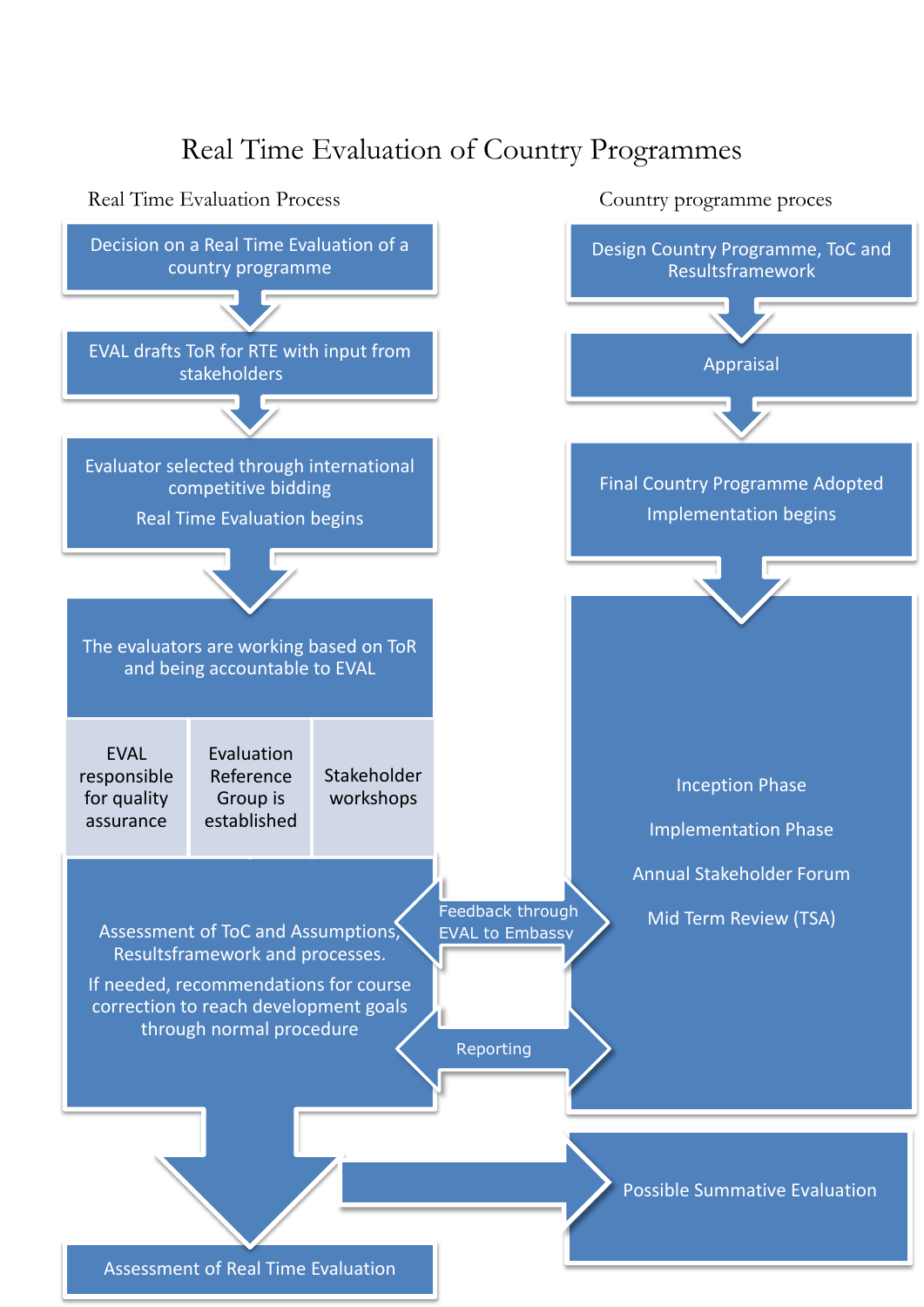# Real Time Evaluation of Country Programmes

Real Time Evaluation Process

Decision on a Real Time Evaluation of a country programme

EVAL drafts ToR for RTE with input from stakeholders

Evaluator selected through international competitive bidding

Real Time Evaluation begins

The evaluators are working based on ToR and being accountable to EVAL

EVAL responsible for quality assurance

Evaluation Reference Group is established

Stakeholder workshops

Assessment of ToC and Assumptions, Resultsframework and processes.

If needed, recommendations for course correction to reach development goals through normal procedure

Assessment of Real Time Evaluation

Feedback through EVAL to Embassy

Reporting

Country programme proces

Design Country Programme, ToC and Resultsframework

Appraisal

Final Country Programme Adopted

Implementation begins

Inception Phase

Implementation Phase

Annual Stakeholder Forum

Mid Term Review (TSA)

Possible Summative Evaluation